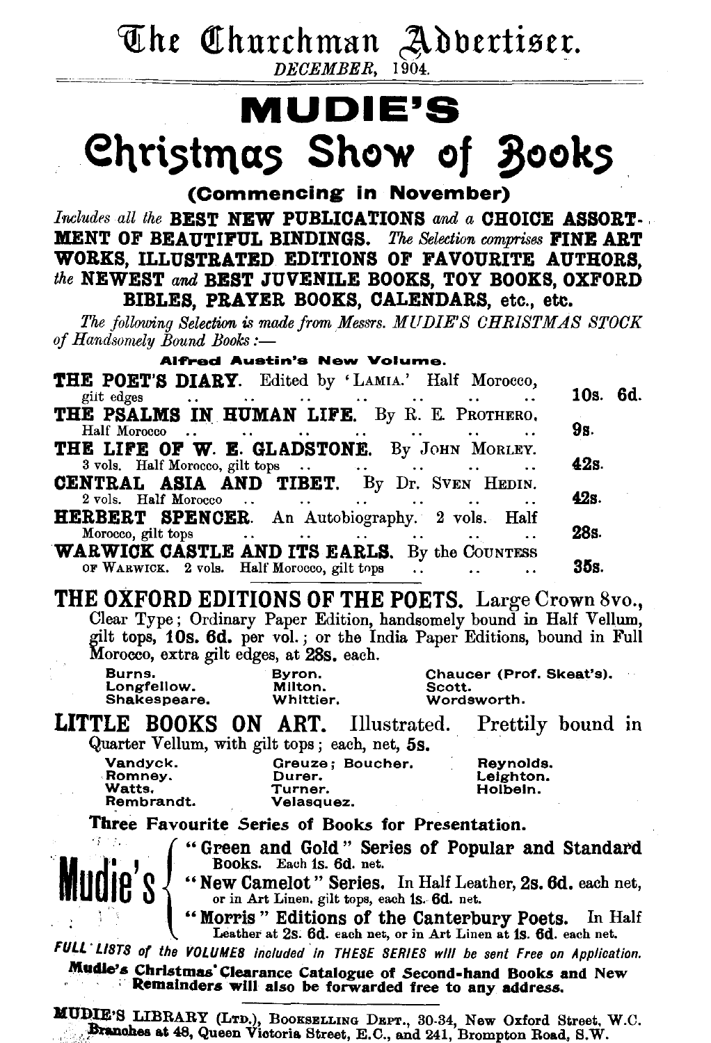# The Churchman Advertiser.

*DECEMBER, 1904.*

# MUDIE'S

# Christmas Show of Books

**(Commencing in November)**

*Includes all the* **BEST NEW PUBLICATIONS** *and a* **CHOICE ASSORTMENT OF BEAUTIFUL BINDINGS.** *The Selection comprises* **FINE ART WORKS, ILLUSTRATED EDITIONS OF FAVOURITE AUTHORS,** *the* **NEWEST** *and* **BEST JUVENILE BOOKS, TOY BOOKS, OXFORD BIBLES, PRAYER BOOKS, CALENDARS, etc., etc.**

*The following Selection is made from Messrs. MUDIE'S CHRISTMAS STOCK of Handsomely Bound Books:—*

**Alfred Austin's New Volume.**

| | |
|---|---|
| **THE POET'S DIARY.** Edited by 'LAMIA.' Half Morocco, gilt edges | **10s. 6d.** |
| **THE PSALMS IN HUMAN LIFE.** By R. E. PROTHERO. Half Morocco | **9s.** |
| **THE LIFE OF W. E. GLADSTONE.** By JOHN MORLEY. 3 vols. Half Morocco, gilt tops | **42s.** |
| **CENTRAL ASIA AND TIBET.** By Dr. SVEN HEDIN. 2 vols. Half Morocco | **42s.** |
| **HERBERT SPENCER.** An Autobiography. 2 vols. Half Morocco, gilt tops | **28s.** |
| **WARWICK CASTLE AND ITS EARLS.** By the COUNTESS OF WARWICK. 2 vols. Half Morocco, gilt tops | **35s.** |

**THE OXFORD EDITIONS OF THE POETS.** Large Crown 8vo., Clear Type; Ordinary Paper Edition, handsomely bound in Half Vellum, gilt tops, **10s. 6d.** per vol.; or the India Paper Editions, bound in Full Morocco, extra gilt edges, at **28s.** each.

| | | |
|---|---|---|
| Burns. | Byron. | Chaucer (Prof. Skeat's). |
| Longfellow. | Milton. | Scott. |
| Shakespeare. | Whittier. | Wordsworth. |

**LITTLE BOOKS ON ART.** Illustrated. Prettily bound in Quarter Vellum, with gilt tops; each, net, **5s.**

| | | |
|---|---|---|
| Vandyck. | Greuze; Boucher. | Reynolds. |
| Romney. | Durer. | Leighton. |
| Watts. | Turner. | Holbein. |
| Rembrandt. | Velasquez. | |

**Three Favourite Series of Books for Presentation.**

**Mudie's**
- **"Green and Gold" Series of Popular and Standard** Books. Each **1s. 6d.** net.
- **"New Camelot" Series.** In Half Leather, **2s. 6d.** each net, or in Art Linen, gilt tops, each **1s. 6d.** net.
- **"Morris" Editions of the Canterbury Poets.** In Half Leather at **2s. 6d.** each net, or in Art Linen at **1s. 6d.** each net.

*FULL LISTS of the VOLUMES included in THESE SERIES will be sent Free on Application.*

**Mudie's Christmas Clearance Catalogue of Second-hand Books and New Remainders will also be forwarded free to any address.**

---

**MUDIE'S LIBRARY (LTD.),** BOOKSELLING DEPT., 30-34, New Oxford Street, W.C. **Branches at 48,** Queen Victoria Street, E.C., and 241, Brompton Road, S.W.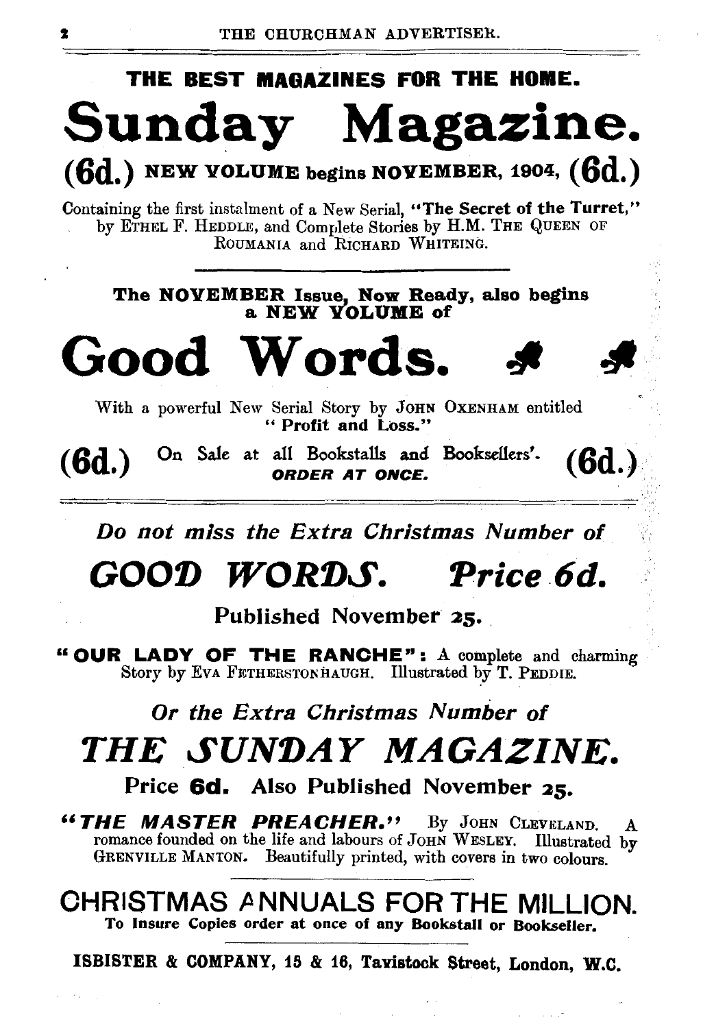**THE BEST MAGAZINES FOR THE HOME.**

# Sunday Magazine.

**(6d.) NEW VOLUME begins NOVEMBER, 1904, (6d.)**

Containing the first instalment of a New Serial, **"The Secret of the Turret,"** by ETHEL F. HEDDLE, and Complete Stories by H.M. THE QUEEN OF ROUMANIA and RICHARD WHITEING.

---

**The NOVEMBER Issue, Now Ready, also begins a NEW VOLUME of**

# Good Words.

With a powerful New Serial Story by JOHN OXENHAM entitled **"Profit and Loss."**

**(6d.)** On Sale at all Bookstalls and Booksellers'. ***ORDER AT ONCE.*** **(6d.)**

---

***Do not miss the Extra Christmas Number of***

## *GOOD WORDS. Price 6d.*

**Published November 25.**

**"OUR LADY OF THE RANCHE":** A complete and charming Story by EVA FETHERSTONHAUGH. Illustrated by T. PEDDIE.

***Or the Extra Christmas Number of***

## *THE SUNDAY MAGAZINE.*

**Price 6d. Also Published November 25.**

***"THE MASTER PREACHER."*** By JOHN CLEVELAND. A romance founded on the life and labours of JOHN WESLEY. Illustrated by GRENVILLE MANTON. Beautifully printed, with covers in two colours.

---

## CHRISTMAS ANNUALS FOR THE MILLION.

**To Insure Copies order at once of any Bookstall or Bookseller.**

---

**ISBISTER & COMPANY, 15 & 16, Tavistock Street, London, W.C.**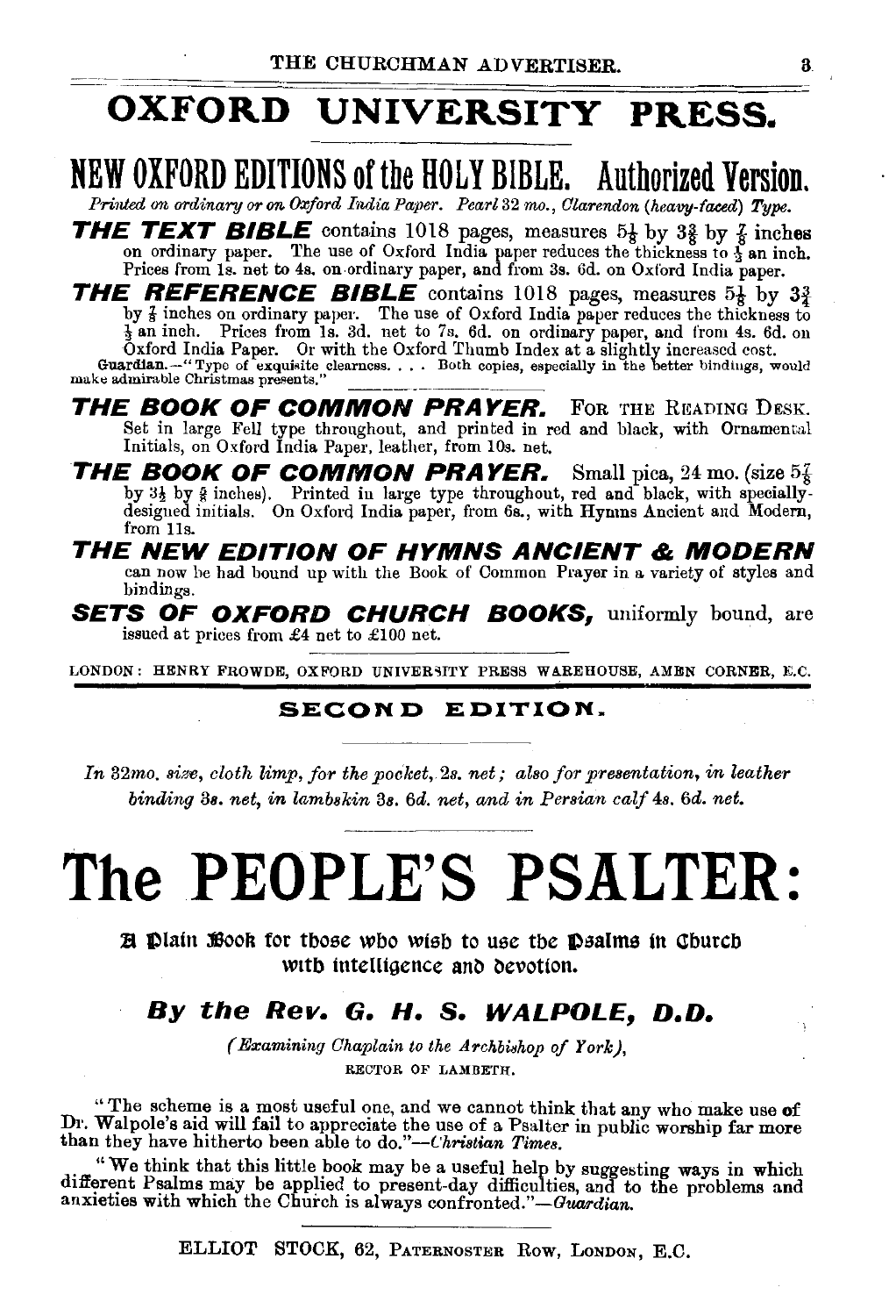# OXFORD UNIVERSITY PRESS.

## NEW OXFORD EDITIONS of the HOLY BIBLE. Authorized Version.

*Printed on ordinary or on Oxford India Paper. Pearl 32 mo., Clarendon (heavy-faced) Type.*

**THE TEXT BIBLE** contains 1018 pages, measures $5\frac{1}{8}$ by $3\frac{3}{8}$ by $\frac{7}{8}$ inches on ordinary paper. The use of Oxford India paper reduces the thickness to $\frac{1}{3}$ an inch. Prices from 1s. net to 4s. on ordinary paper, and from 3s. 6d. on Oxford India paper.

**THE REFERENCE BIBLE** contains 1018 pages, measures $5\frac{1}{8}$ by $3\frac{3}{4}$ by $\frac{7}{8}$ inches on ordinary paper. The use of Oxford India paper reduces the thickness to $\frac{1}{2}$ an inch. Prices from 1s. 3d. net to 7s. 6d. on ordinary paper, and from 4s. 6d. on Oxford India Paper. Or with the Oxford Thumb Index at a slightly increased cost.

**Guardian.**—"Type of exquisite clearness. . . . Both copies, especially in the better bindings, would make admirable Christmas presents."

**THE BOOK OF COMMON PRAYER.** FOR THE READING DESK. Set in large Fell type throughout, and printed in red and black, with Ornamental Initials, on Oxford India Paper, leather, from 10s. net.

**THE BOOK OF COMMON PRAYER.** Small pica, 24 mo. (size $5\frac{7}{8}$ by $3\frac{1}{2}$ by $\frac{5}{8}$ inches). Printed in large type throughout, red and black, with specially-designed initials. On Oxford India paper, from 6s., with Hymns Ancient and Modern, from 11s.

**THE NEW EDITION OF HYMNS ANCIENT & MODERN** can now be had bound up with the Book of Common Prayer in a variety of styles and bindings.

**SETS OF OXFORD CHURCH BOOKS,** uniformly bound, are issued at prices from £4 net to £100 net.

LONDON: HENRY FROWDE, OXFORD UNIVERSITY PRESS WAREHOUSE, AMEN CORNER, E.C.

---

**SECOND EDITION.**

*In 32mo. size, cloth limp, for the pocket, 2s. net; also for presentation, in leather binding 3s. net, in lambskin 3s. 6d. net, and in Persian calf 4s. 6d. net.*

# The PEOPLE'S PSALTER:

A Plain Book for those who wish to use the Psalms in Church with intelligence and devotion.

### *By the Rev. G. H. S. WALPOLE, D.D.*

*(Examining Chaplain to the Archbishop of York),*
RECTOR OF LAMBETH.

"The scheme is a most useful one, and we cannot think that any who make use of Dr. Walpole's aid will fail to appreciate the use of a Psalter in public worship far more than they have hitherto been able to do."—*Christian Times.*

"We think that this little book may be a useful help by suggesting ways in which different Psalms may be applied to present-day difficulties, and to the problems and anxieties with which the Church is always confronted."—*Guardian.*

ELLIOT STOCK, 62, PATERNOSTER ROW, LONDON, E.C.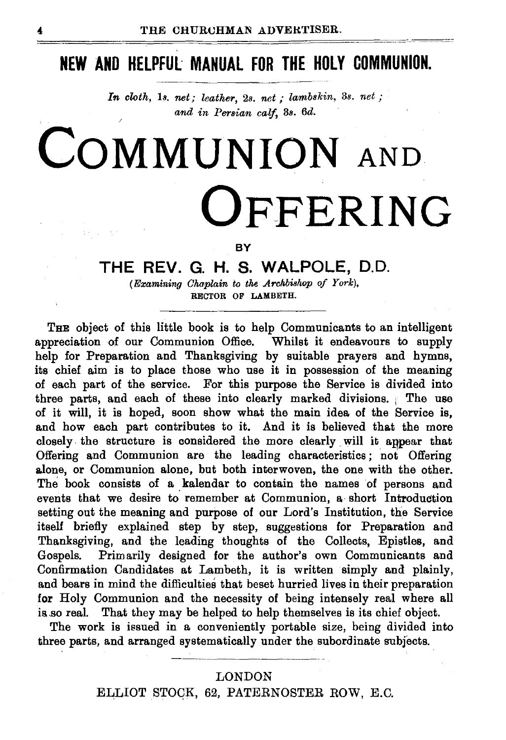## NEW AND HELPFUL MANUAL FOR THE HOLY COMMUNION.

*In cloth, 1s. net; leather, 2s. net; lambskin, 3s. net; and in Persian calf, 3s. 6d.*

# COMMUNION AND OFFERING

BY

### THE REV. G. H. S. WALPOLE, D.D.

*(Examining Chaplain to the Archbishop of York),*
RECTOR OF LAMBETH.

THE object of this little book is to help Communicants to an intelligent appreciation of our Communion Office. Whilst it endeavours to supply help for Preparation and Thanksgiving by suitable prayers and hymns, its chief aim is to place those who use it in possession of the meaning of each part of the service. For this purpose the Service is divided into three parts, and each of these into clearly marked divisions. The use of it will, it is hoped, soon show what the main idea of the Service is, and how each part contributes to it. And it is believed that the more closely the structure is considered the more clearly will it appear that Offering and Communion are the leading characteristics; not Offering alone, or Communion alone, but both interwoven, the one with the other. The book consists of a kalendar to contain the names of persons and events that we desire to remember at Communion, a short Introduction setting out the meaning and purpose of our Lord's Institution, the Service itself briefly explained step by step, suggestions for Preparation and Thanksgiving, and the leading thoughts of the Collects, Epistles, and Gospels. Primarily designed for the author's own Communicants and Confirmation Candidates at Lambeth, it is written simply and plainly, and bears in mind the difficulties that beset hurried lives in their preparation for Holy Communion and the necessity of being intensely real where all is so real. That they may be helped to help themselves is its chief object.

The work is issued in a conveniently portable size, being divided into three parts, and arranged systematically under the subordinate subjects.

LONDON
ELLIOT STOCK, 62, PATERNOSTER ROW, E.C.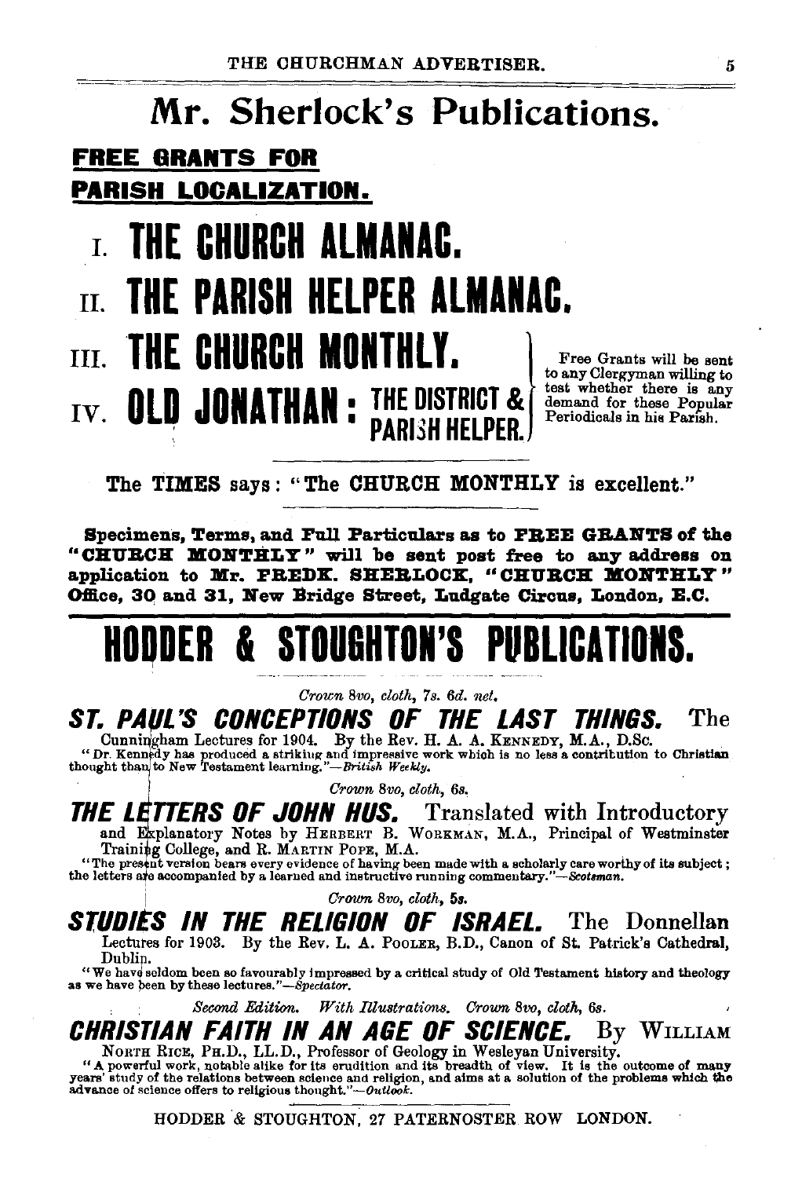# Mr. Sherlock's Publications.

**FREE GRANTS FOR PARISH LOCALIZATION.**

## I. THE CHURCH ALMANAC.

## II. THE PARISH HELPER ALMANAC.

## III. THE CHURCH MONTHLY.

## IV. OLD JONATHAN: THE DISTRICT & PARISH HELPER.

Free Grants will be sent to any Clergyman willing to test whether there is any demand for these Popular Periodicals in his Parish.

---

The TIMES says: "The CHURCH MONTHLY is excellent."

---

**Specimens, Terms, and Full Particulars as to FREE GRANTS of the "CHURCH MONTHLY" will be sent post free to any address on application to Mr. FREDK. SHERLOCK, "CHURCH MONTHLY" Office, 30 and 31, New Bridge Street, Ludgate Circus, London, E.C.**

---

# HODDER & STOUGHTON'S PUBLICATIONS.

*Crown 8vo, cloth, 7s. 6d. net.*

***ST. PAUL'S CONCEPTIONS OF THE LAST THINGS.*** The Cunningham Lectures for 1904. By the Rev. H. A. A. KENNEDY, M.A., D.Sc.

"Dr. Kennedy has produced a striking and impressive work which is no less a contribution to Christian thought than to New Testament learning."—*British Weekly.*

*Crown 8vo, cloth, 6s.*

***THE LETTERS OF JOHN HUS.*** Translated with Introductory and Explanatory Notes by HERBERT B. WORKMAN, M.A., Principal of Westminster Training College, and R. MARTIN POPE, M.A.

"The present version bears every evidence of having been made with a scholarly care worthy of its subject; the letters are accompanied by a learned and instructive running commentary."—*Scotsman.*

*Crown 8vo, cloth, 5s.*

***STUDIES IN THE RELIGION OF ISRAEL.*** The Donnellan Lectures for 1903. By the Rev. L. A. POOLER, B.D., Canon of St. Patrick's Cathedral, Dublin.

"We have seldom been so favourably impressed by a critical study of Old Testament history and theology as we have been by these lectures."—*Spectator.*

*Second Edition. With Illustrations. Crown 8vo, cloth, 6s.*

***CHRISTIAN FAITH IN AN AGE OF SCIENCE.*** By WILLIAM NORTH RICE, PH.D., LL.D., Professor of Geology in Wesleyan University.

"A powerful work, notable alike for its erudition and its breadth of view. It is the outcome of many years' study of the relations between science and religion, and aims at a solution of the problems which the advance of science offers to religious thought."—*Outlook.*

HODDER & STOUGHTON, 27 PATERNOSTER ROW LONDON.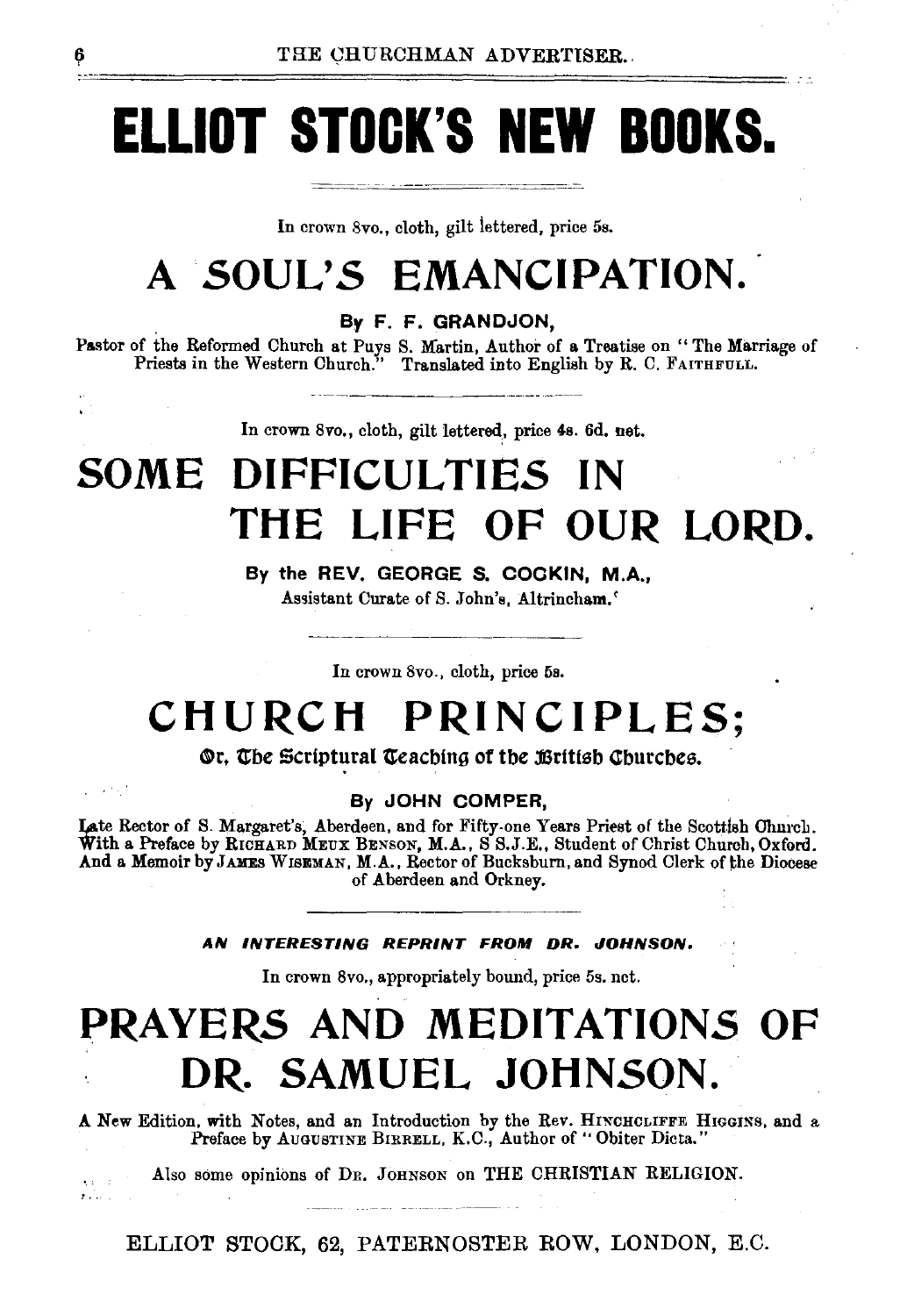# ELLIOT STOCK'S NEW BOOKS.

In crown 8vo., cloth, gilt lettered, price 5s.

## A *SOUL'S* EMANCIPATION.

By F. F. GRANDJON,

Pastor of the Reformed Church at Puys S. Martin, Author of a Treatise on "The Marriage of Priests in the Western Church." Translated into English by R. C. FAITHFULL.

---

In crown 8vo., cloth, gilt lettered, price 4s. 6d. net.

## SOME DIFFICULTIES IN THE LIFE OF OUR LORD.

By the REV. GEORGE S. COCKIN, M.A.,

Assistant Curate of S. John's, Altrincham.

---

In crown 8vo., cloth, price 5s.

## CHURCH PRINCIPLES;

Or, The Scriptural Teaching of the British Churches.

By JOHN COMPER,

Late Rector of S. Margaret's, Aberdeen, and for Fifty-one Years Priest of the Scottish Church. With a Preface by RICHARD MEUX BENSON, M.A., S S.J.E., Student of Christ Church, Oxford. And a Memoir by JAMES WISEMAN, M.A., Rector of Bucksburn, and Synod Clerk of the Diocese of Aberdeen and Orkney.

---

***AN INTERESTING REPRINT FROM DR. JOHNSON.***

In crown 8vo., appropriately bound, price 5s. net.

## PRAYERS AND MEDITATIONS OF DR. SAMUEL JOHNSON.

A New Edition, with Notes, and an Introduction by the Rev. HINCHCLIFFE HIGGINS, and a Preface by AUGUSTINE BIRRELL, K.C., Author of "Obiter Dicta."

Also some opinions of DR. JOHNSON on THE CHRISTIAN RELIGION.

---

ELLIOT STOCK, 62, PATERNOSTER ROW, LONDON, E.C.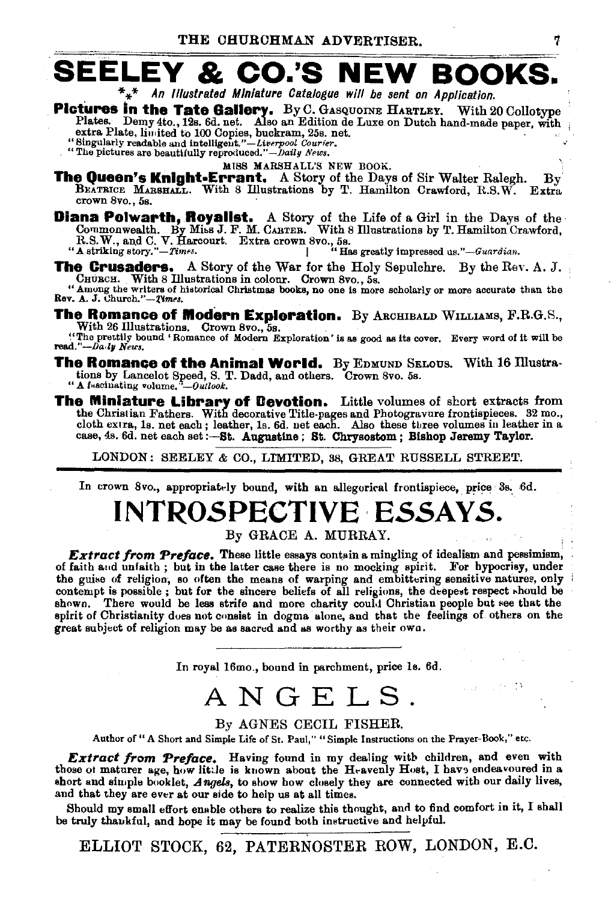# SEELEY & CO.'S NEW BOOKS.

*** *An Illustrated Miniature Catalogue will be sent on Application.*

**Pictures in the Tate Gallery.** By C. GASQUOINE HARTLEY. With 20 Collotype Plates. Demy 4to., 12s. 6d. net. Also an Edition de Luxe on Dutch hand-made paper, with extra Plate, limited to 100 Copies, buckram, 25s. net.
"Singularly readable and intelligent."—*Liverpool Courier.*
"The pictures are beautifully reproduced."—*Daily News.*

MISS MARSHALL'S NEW BOOK.

**The Queen's Knight-Errant.** A Story of the Days of Sir Walter Ralegh. By BEATRICE MARSHALL. With 8 Illustrations by T. Hamilton Crawford, R.S.W. Extra crown 8vo., 5s.

**Diana Polwarth, Royalist.** A Story of the Life of a Girl in the Days of the Commonwealth. By Miss J. F. M. CARTER. With 8 Illustrations by T. Hamilton Crawford, R.S.W., and C. V. Harcourt. Extra crown 8vo., 5s.
"A striking story."—*Times.* | "Has greatly impressed us."—*Guardian.*

**The Crusaders.** A Story of the War for the Holy Sepulchre. By the Rev. A. J. CHURCH. With 8 Illustrations in colour. Crown 8vo., 5s.
"Among the writers of historical Christmas books, no one is more scholarly or more accurate than the Rev. A. J. Church."—*Times.*

**The Romance of Modern Exploration.** By ARCHIBALD WILLIAMS, F.R.G.S., With 26 Illustrations. Crown 8vo., 5s.
"The prettily bound 'Romance of Modern Exploration' is as good as its cover. Every word of it will be read."—*Daily News.*

**The Romance of the Animal World.** By EDMUND SELOUS. With 16 Illustrations by Lancelot Speed, S. T. Dadd, and others. Crown 8vo. 5s.
"A fascinating volume."—*Outlook.*

**The Miniature Library of Devotion.** Little volumes of short extracts from the Christian Fathers. With decorative Title-pages and Photogravure frontispieces. 32 mo., cloth extra, 1s. net each; leather, 1s. 6d. net each. Also these three volumes in leather in a case, 4s. 6d. net each set:—**St. Augustine**; **St. Chrysostom**; **Bishop Jeremy Taylor.**

LONDON: SEELEY & CO., LIMITED, 38, GREAT RUSSELL STREET.

---

In crown 8vo., appropriately bound, with an allegorical frontispiece, price 3s. 6d.

# INTROSPECTIVE ESSAYS.

By GRACE A. MURRAY.

***Extract from Preface.*** These little essays contain a mingling of idealism and pessimism, of faith and unfaith; but in the latter case there is no mocking spirit. For hypocrisy, under the guise of religion, so often the means of warping and embittering sensitive natures, only contempt is possible; but for the sincere beliefs of all religions, the deepest respect should be shown. There would be less strife and more charity could Christian people but see that the spirit of Christianity does not consist in dogma alone, and that the feelings of others on the great subject of religion may be as sacred and as worthy as their own.

---

In royal 16mo., bound in parchment, price 1s. 6d.

# ANGELS.

By AGNES CECIL FISHER.

Author of "A Short and Simple Life of St. Paul," "Simple Instructions on the Prayer-Book," etc.

***Extract from Preface.*** Having found in my dealing with children, and even with those of maturer age, how little is known about the Heavenly Host, I have endeavoured in a short and simple booklet, *Angels*, to show how closely they are connected with our daily lives, and that they are ever at our side to help us at all times.

Should my small effort enable others to realize this thought, and to find comfort in it, I shall be truly thankful, and hope it may be found both instructive and helpful.

ELLIOT STOCK, 62, PATERNOSTER ROW, LONDON, E.C.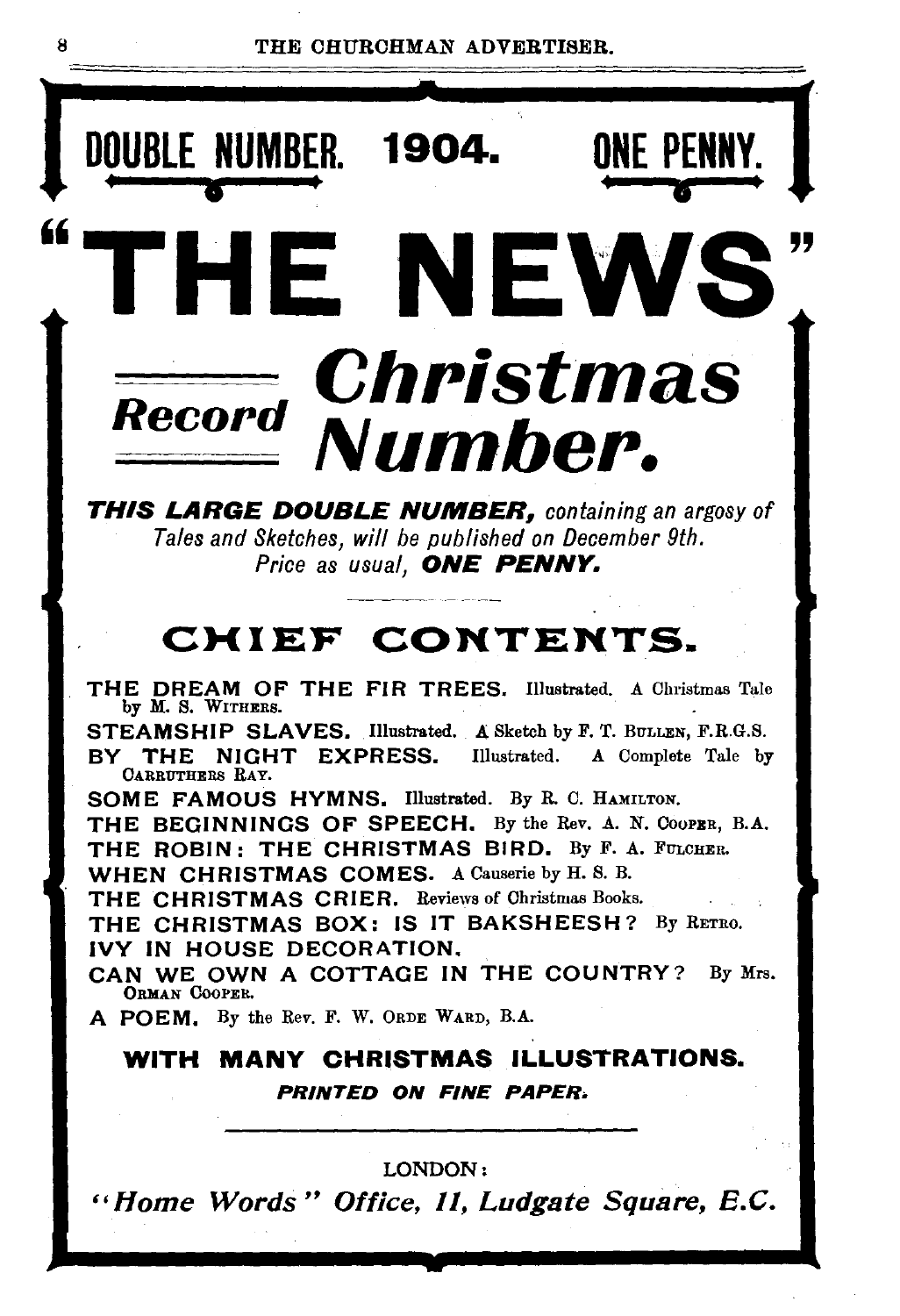**DOUBLE NUMBER. 1904. ONE PENNY.**

# "THE NEWS"

## Record *Christmas Number.*

***THIS LARGE DOUBLE NUMBER,*** *containing an argosy of Tales and Sketches, will be published on December 9th. Price as usual,* ***ONE PENNY.***

## CHIEF CONTENTS.

**THE DREAM OF THE FIR TREES.** Illustrated. A Christmas Tale by M. S. WITHERS.

**STEAMSHIP SLAVES.** Illustrated. A Sketch by F. T. BULLEN, F.R.G.S.

**BY THE NIGHT EXPRESS.** Illustrated. A Complete Tale by CARRUTHERS RAY.

**SOME FAMOUS HYMNS.** Illustrated. By R. C. HAMILTON.

**THE BEGINNINGS OF SPEECH.** By the Rev. A. N. COOPER, B.A.

**THE ROBIN: THE CHRISTMAS BIRD.** By F. A. FULCHER.

**WHEN CHRISTMAS COMES.** A Causerie by H. S. B.

**THE CHRISTMAS CRIER.** Reviews of Christmas Books.

**THE CHRISTMAS BOX: IS IT BAKSHEESH?** By RETRO.

**IVY IN HOUSE DECORATION.**

**CAN WE OWN A COTTAGE IN THE COUNTRY?** By Mrs. ORMAN COOPER.

**A POEM.** By the Rev. F. W. ORDE WARD, B.A.

**WITH MANY CHRISTMAS ILLUSTRATIONS.**

***PRINTED ON FINE PAPER.***

LONDON:

*"Home Words" Office, 11, Ludgate Square, E.C.*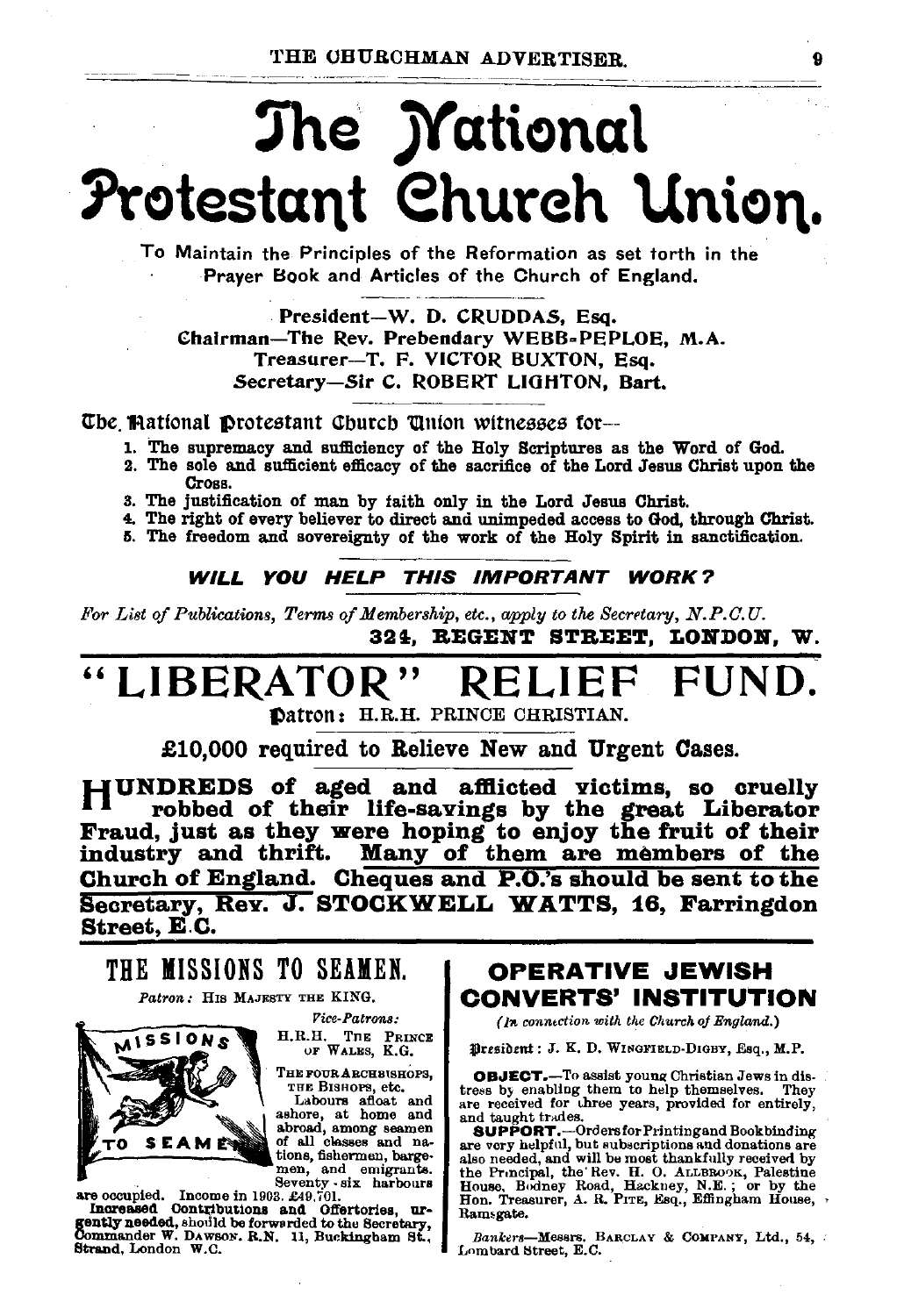# The National Protestant Church Union.

To Maintain the Principles of the Reformation as set forth in the Prayer Book and Articles of the Church of England.

President—W. D. CRUDDAS, Esq.
Chairman—The Rev. Prebendary WEBB-PEPLOE, M.A.
Treasurer—T. F. VICTOR BUXTON, Esq.
Secretary—Sir C. ROBERT LIGHTON, Bart.

The National Protestant Church Union witnesses for—

1. The supremacy and sufficiency of the Holy Scriptures as the Word of God.
2. The sole and sufficient efficacy of the sacrifice of the Lord Jesus Christ upon the Cross.
3. The justification of man by faith only in the Lord Jesus Christ.
4. The right of every believer to direct and unimpeded access to God, through Christ.
5. The freedom and sovereignty of the work of the Holy Spirit in sanctification.

***WILL YOU HELP THIS IMPORTANT WORK?***

*For List of Publications, Terms of Membership, etc., apply to the Secretary, N.P.C.U.*

**324, REGENT STREET, LONDON, W.**

# "LIBERATOR" RELIEF FUND.

Patron: H.R.H. PRINCE CHRISTIAN.

**£10,000 required to Relieve New and Urgent Cases.**

**HUNDREDS of aged and afflicted victims, so cruelly robbed of their life-savings by the great Liberator Fraud, just as they were hoping to enjoy the fruit of their industry and thrift. Many of them are members of the Church of England. Cheques and P.O.'s should be sent to the Secretary, Rev. J. STOCKWELL WATTS, 16, Farringdon Street, E.C.**

## THE MISSIONS TO SEAMEN.

*Patron:* HIS MAJESTY THE KING.

*Vice-Patrons:*
H.R.H. THE PRINCE OF WALES, K.G.
THE FOUR ARCHBISHOPS, THE BISHOPS, etc.

Labours afloat and ashore, at home and abroad, among seamen of all classes and nations, fishermen, bargemen, and emigrants. Seventy-six harbours are occupied. Income in 1903, £49,701.

**Increased Contributions and Offertories, urgently needed,** should be forwarded to the Secretary, Commander W. DAWSON, R.N. 11, Buckingham St., Strand, London W.C.

## OPERATIVE JEWISH CONVERTS' INSTITUTION

*(In connection with the Church of England.)*

President: J. K. D. WINGFIELD-DIGBY, Esq., M.P.

**OBJECT.**—To assist young Christian Jews in distress by enabling them to help themselves. They are received for three years, provided for entirely, and taught trades.

**SUPPORT.**—Orders for Printing and Bookbinding are very helpful, but subscriptions and donations are also needed, and will be most thankfully received by the Principal, the Rev. H. O. ALLBROOK, Palestine House, Bodney Road, Hackney, N.E.; or by the Hon. Treasurer, A. R. PITE, Esq., Effingham House, Ramsgate.

*Bankers*—Messrs. BARCLAY & COMPANY, Ltd., 54, Lombard Street, E.C.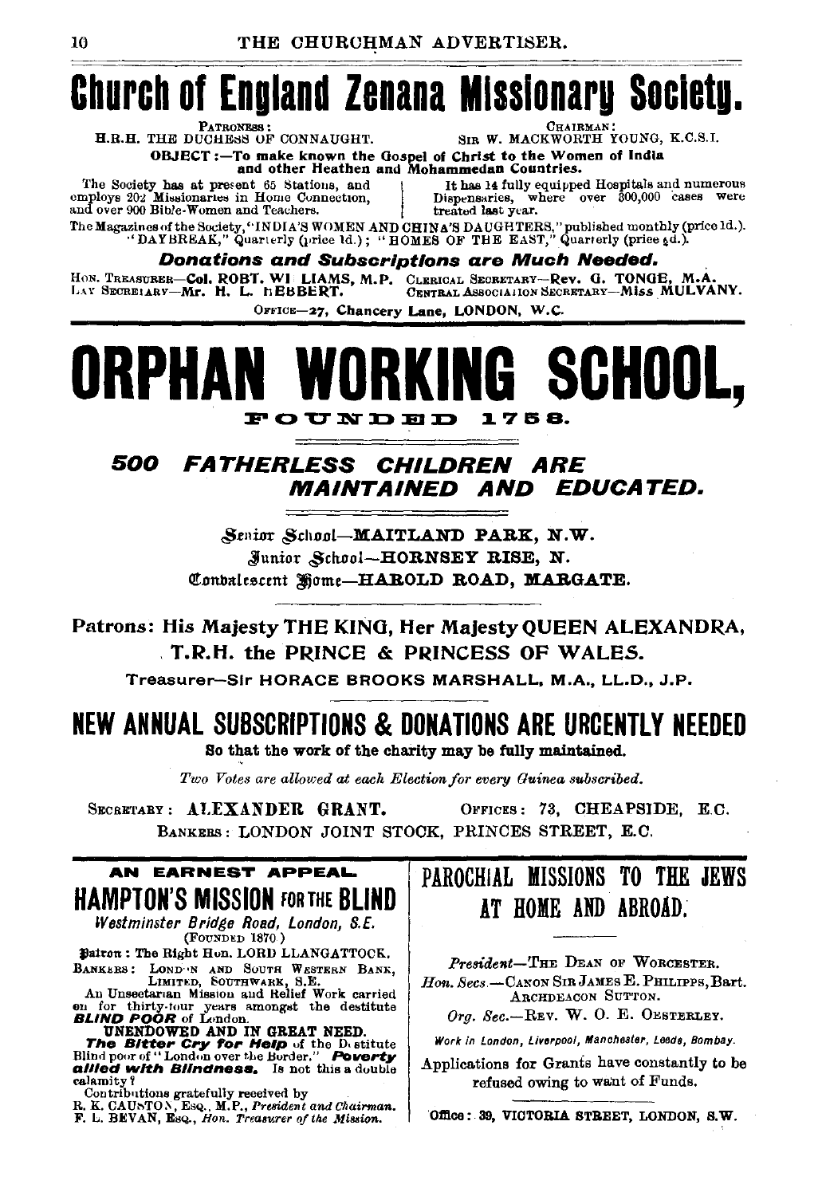# Church of England Zenana Missionary Society.

PATRONESS: H.R.H. THE DUCHESS OF CONNAUGHT. CHAIRMAN: SIR W. MACKWORTH YOUNG, K.C.S.I.

**OBJECT:—To make known the Gospel of Christ to the Women of India and other Heathen and Mohammedan Countries.**

The Society has at present 65 Stations, and employs 202 Missionaries in Home Connection, and over 900 Bible-Women and Teachers.

It has 14 fully equipped Hospitals and numerous Dispensaries, where over 300,000 cases were treated last year.

The Magazines of the Society, "INDIA'S WOMEN AND CHINA'S DAUGHTERS," published monthly (price 1d.). "DAYBREAK," Quarterly (price 1d.); "HOMES OF THE EAST," Quarterly (price ½d.).

***Donations and Subscriptions are Much Needed.***

HON. TREASURER—**Col. ROBT. WILLIAMS, M.P.** CLERICAL SECRETARY—**Rev. G. TONGE, M.A.**
LAY SECRETARY—**Mr. H. L. HEBBERT.** CENTRAL ASSOCIATION SECRETARY—**Miss MULVANY.**

OFFICE—**27, Chancery Lane, LONDON, W.C.**

# ORPHAN WORKING SCHOOL,

**FOUNDED 1758.**

***500 FATHERLESS CHILDREN ARE MAINTAINED AND EDUCATED.***

Senior School—**MAITLAND PARK, N.W.**

Junior School—**HORNSEY RISE, N.**

Convalescent Home—**HAROLD ROAD, MARGATE.**

**Patrons: His Majesty THE KING, Her Majesty QUEEN ALEXANDRA, T.R.H. the PRINCE & PRINCESS OF WALES.**

**Treasurer—Sir HORACE BROOKS MARSHALL, M.A., LL.D., J.P.**

## NEW ANNUAL SUBSCRIPTIONS & DONATIONS ARE URGENTLY NEEDED

**So that the work of the charity may be fully maintained.**

*Two Votes are allowed at each Election for every Guinea subscribed.*

SECRETARY: **ALEXANDER GRANT.** OFFICES: 73, CHEAPSIDE, E.C.

BANKERS: LONDON JOINT STOCK, PRINCES STREET, E.C.

**AN EARNEST APPEAL.**

## HAMPTON'S MISSION FOR THE BLIND

*Westminster Bridge Road, London, S.E.*
(FOUNDED 1870.)

Patron: The Right Hon. LORD LLANGATTOCK.

BANKERS: LONDON AND SOUTH WESTERN BANK, LIMITED, SOUTHWARK, S.E.

An Unsectarian Mission and Relief Work carried on for thirty-four years amongst the destitute ***BLIND POOR*** of London.

**UNENDOWED AND IN GREAT NEED.**

***The Bitter Cry for Help*** of the Destitute Blind poor of "London over the Border." ***Poverty allied with Blindness.*** Is not this a double calamity?

Contributions gratefully received by
R. K. CAUSTON, ESQ., M.P., *President and Chairman.*
F. L. BEVAN, ESQ., *Hon. Treasurer of the Mission.*

## PAROCHIAL MISSIONS TO THE JEWS AT HOME AND ABROAD.

*President*—THE DEAN OF WORCESTER.

*Hon. Secs.*—CANON SIR JAMES E. PHILIPPS, Bart. ARCHDEACON SUTTON.

*Org. Sec.*—REV. W. O. E. OESTERLEY.

*Work in London, Liverpool, Manchester, Leeds, Bombay.*

Applications for Grants have constantly to be refused owing to want of Funds.

**Office: 39, VICTORIA STREET, LONDON, S.W.**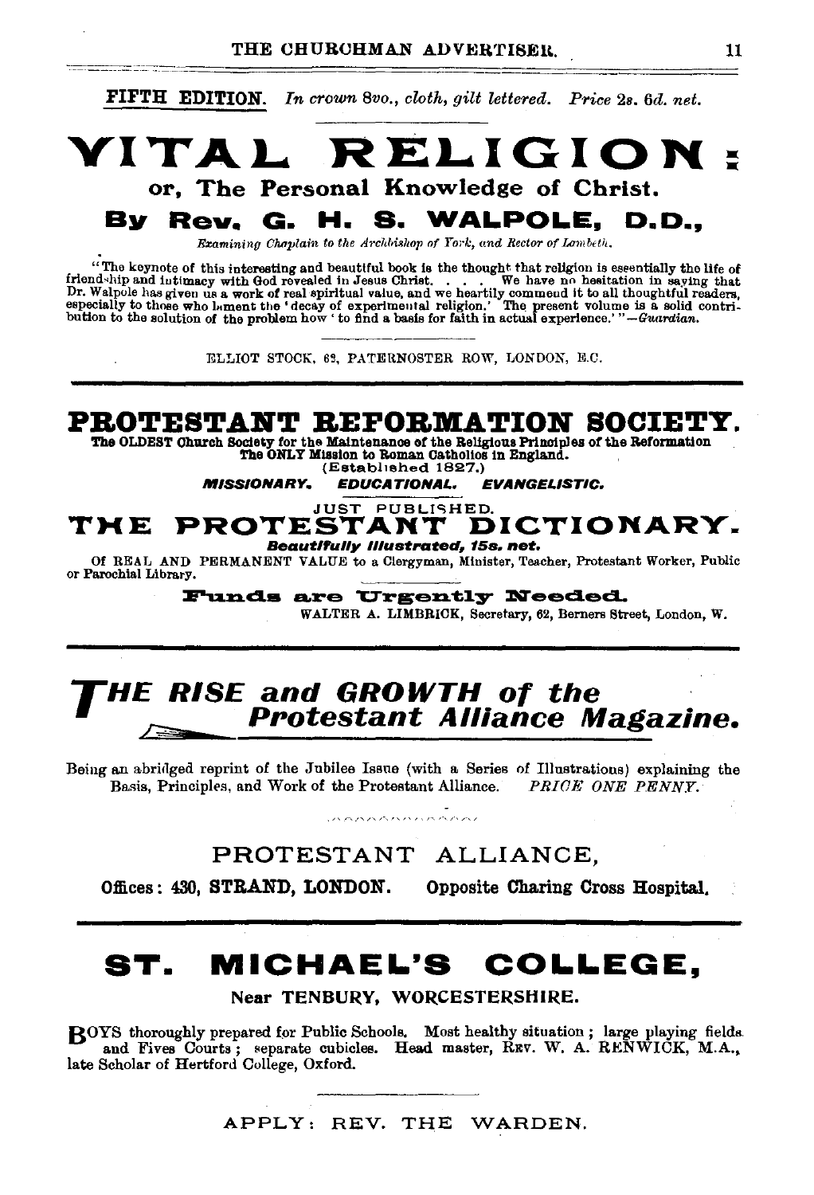**FIFTH EDITION.** *In crown 8vo., cloth, gilt lettered. Price 2s. 6d. net.*

# VITAL RELIGION:

## or, The Personal Knowledge of Christ.

### By Rev. G. H. S. WALPOLE, D.D.,

*Examining Chaplain to the Archbishop of York, and Rector of Lambeth.*

"The keynote of this interesting and beautiful book is the thought that religion is essentially the life of friendship and intimacy with God revealed in Jesus Christ. . . . We have no hesitation in saying that Dr. Walpole has given us a work of real spiritual value, and we heartily commend it to all thoughtful readers, especially to those who lament the 'decay of experimental religion.' The present volume is a solid contribution to the solution of the problem how 'to find a basis for faith in actual experience.'"—*Guardian.*

ELLIOT STOCK, 62, PATERNOSTER ROW, LONDON, E.C.

---

# PROTESTANT REFORMATION SOCIETY.

**The OLDEST Church Society for the Maintenance of the Religious Principles of the Reformation**
**The ONLY Mission to Roman Catholics in England.**
(Established 1827.)

***MISSIONARY. EDUCATIONAL. EVANGELISTIC.***

JUST PUBLISHED.

## THE PROTESTANT DICTIONARY.

***Beautifully Illustrated, 15s. net.***

Of REAL AND PERMANENT VALUE to a Clergyman, Minister, Teacher, Protestant Worker, Public or Parochial Library.

**Funds are Urgently Needed.**

WALTER A. LIMBRICK, Secretary, 62, Berners Street, London, W.

---

# *THE RISE and GROWTH of the Protestant Alliance Magazine.*

Being an abridged reprint of the Jubilee Issue (with a Series of Illustrations) explaining the Basis, Principles, and Work of the Protestant Alliance. *PRICE ONE PENNY.*

PROTESTANT ALLIANCE,

**Offices: 430, STRAND, LONDON. Opposite Charing Cross Hospital.**

---

# ST. MICHAEL'S COLLEGE,

**Near TENBURY, WORCESTERSHIRE.**

BOYS thoroughly prepared for Public Schools. Most healthy situation; large playing fields and Fives Courts; separate cubicles. Head master, REV. W. A. RENWICK, M.A., late Scholar of Hertford College, Oxford.

APPLY: REV. THE WARDEN.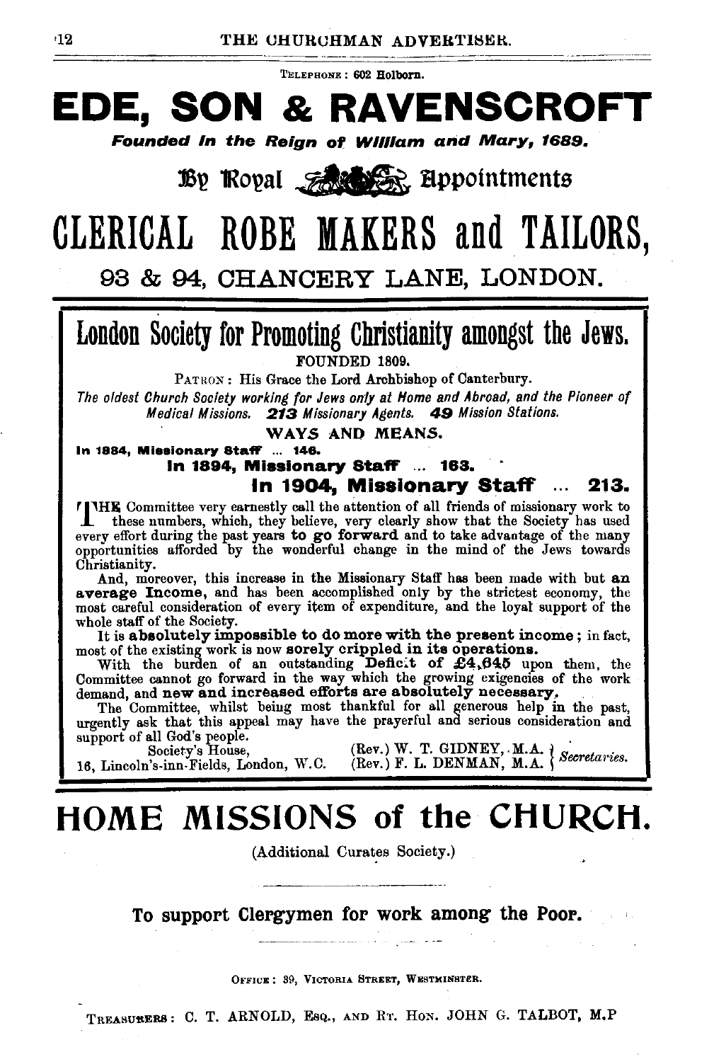TELEPHONE: 602 Holborn.

# EDE, SON & RAVENSCROFT

***Founded in the Reign of William and Mary, 1689.***

By Royal Appointments

# CLERICAL ROBE MAKERS and TAILORS,

## 93 & 94, CHANCERY LANE, LONDON.

---

# London Society for Promoting Christianity amongst the Jews.

FOUNDED 1809.

PATRON: His Grace the Lord Archbishop of Canterbury.

*The oldest Church Society working for Jews only at Home and Abroad, and the Pioneer of Medical Missions.* ***213*** *Missionary Agents.* ***49*** *Mission Stations.*

### WAYS AND MEANS.

**In 1884, Missionary Staff ... 146.**

**In 1894, Missionary Staff ... 163.**

**In 1904, Missionary Staff ... 213.**

THE Committee very earnestly call the attention of all friends of missionary work to these numbers, which, they believe, very clearly show that the Society has used every effort during the past years **to go forward** and to take advantage of the many opportunities afforded by the wonderful change in the mind of the Jews towards Christianity.

And, moreover, this increase in the Missionary Staff has been made with but **an average Income**, and has been accomplished only by the strictest economy, the most careful consideration of every item of expenditure, and the loyal support of the whole staff of the Society.

It is **absolutely impossible to do more with the present income**; in fact, most of the existing work is now **sorely crippled in its operations.**

With the burden of an outstanding **Deficit of £4,645** upon them, the Committee cannot go forward in the way which the growing exigencies of the work demand, and **new and increased efforts are absolutely necessary.**

The Committee, whilst being most thankful for all generous help in the past, urgently ask that this appeal may have the prayerful and serious consideration and support of all God's people.

Society's House,
16, Lincoln's-inn-Fields, London, W.C.

(Rev.) W. T. GIDNEY, M.A.
(Rev.) F. L. DENMAN, M.A. } *Secretaries.*

---

# HOME MISSIONS of the CHURCH.

(Additional Curates Society.)

**To support Clergymen for work among the Poor.**

OFFICE: 39, VICTORIA STREET, WESTMINSTER.

TREASURERS: C. T. ARNOLD, ESQ., AND RT. HON. JOHN G. TALBOT, M.P